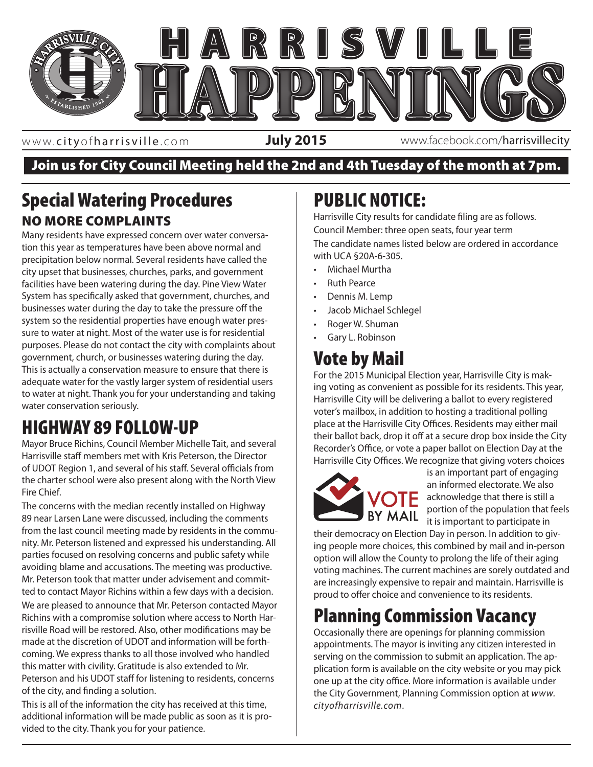# HARRISVILLE HAPPENINGS

www.cityofharrisville.com **July 2015** www.facebook.com/harrisvillecity

**Join us for City Council Meeting held the 2nd and 4th Tuesday of the month at 7pm.**

## Special Watering Procedures

### NO MORE COMPLAINTS

Many residents have expressed concern over water conversation this year as temperatures have been above normal and precipitation below normal. Several residents have called the city upset that businesses, churches, parks, and government facilities have been watering during the day. Pine View Water System has specifically asked that government, churches, and businesses water during the day to take the pressure off the system so the residential properties have enough water pressure to water at night. Most of the water use is for residential purposes. Please do not contact the city with complaints about government, church, or businesses watering during the day. This is actually a conservation measure to ensure that there is adequate water for the vastly larger system of residential users to water at night. Thank you for your understanding and taking water conservation seriously.

## HIGHWAY 89 FOLLOW-UP

Mayor Bruce Richins, Council Member Michelle Tait, and several Harrisville staff members met with Kris Peterson, the Director of UDOT Region 1, and several of his staff. Several officials from the charter school were also present along with the North View Fire Chief.

The concerns with the median recently installed on Highway 89 near Larsen Lane were discussed, including the comments from the last council meeting made by residents in the community. Mr. Peterson listened and expressed his understanding. All parties focused on resolving concerns and public safety while avoiding blame and accusations. The meeting was productive. Mr. Peterson took that matter under advisement and committed to contact Mayor Richins within a few days with a decision.

We are pleased to announce that Mr. Peterson contacted Mayor Richins with a compromise solution where access to North Harrisville Road will be restored. Also, other modifications may be made at the discretion of UDOT and information will be forthcoming. We express thanks to all those involved who handled this matter with civility. Gratitude is also extended to Mr. Peterson and his UDOT staff for listening to residents, concerns of the city, and finding a solution.

This is all of the information the city has received at this time, additional information will be made public as soon as it is provided to the city. Thank you for your patience.

## PUBLIC NOTICE:

Harrisville City results for candidate filing are as follows.

Council Member: three open seats, four year term

The candidate names listed below are ordered in accordance with UCA §20A-6-305.

- Michael Murtha
- Ruth Pearce
- Dennis M. Lemp
- Jacob Michael Schlegel
- Roger W. Shuman
- Gary L. Robinson

## Vote by Mail

For the 2015 Municipal Election year, Harrisville City is making voting as convenient as possible for its residents. This year, Harrisville City will be delivering a ballot to every registered voter's mailbox, in addition to hosting a traditional polling place at the Harrisville City Offices. Residents may either mail their ballot back, drop it off at a secure drop box inside the City Recorder's Office, or vote a paper ballot on Election Day at the Harrisville City Offices. We recognize that giving voters choices is an important part of engaging an informed electorate. We also acknowledge that there is still a portion of the population that feels it is important to participate in their democracy on Election Day in person. In addition to giving people more choices, this combined by mail and in-person option will allow the County to prolong the life of their aging voting machines. The current machines are sorely outdated and are increasingly expensive to repair and maintain. Harrisville is proud to offer choice and convenience to its residents.

## Planning Commission Vacancy

Occasionally there are openings for planning commission appointments. The mayor is inviting any citizen interested in serving on the commission to submit an application. The application form is available on the city website or you may pick one up at the city office. More information is available under the City Government, Planning Commission option at *www.cityofharrisville.com*.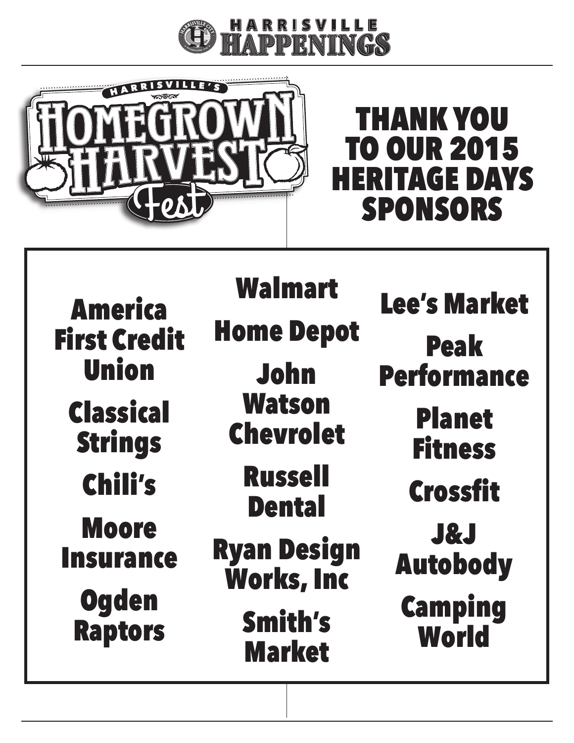HARRISVILLE HAPPENINGS

HARRISVILLE'S HOMEGROWN HARVEST Fest

# THANK YOU TO OUR 2015 HERITAGE DAYS SPONSORS

America First Credit Union

Classical Strings

Chili's

Moore Insurance

Ogden Raptors

Walmart

Home Depot

John Watson Chevrolet

Russell Dental

Ryan Design Works, Inc

Smith's Market

Lee's Market

Peak Performance

Planet Fitness

Crossfit

J&J Autobody

Camping World